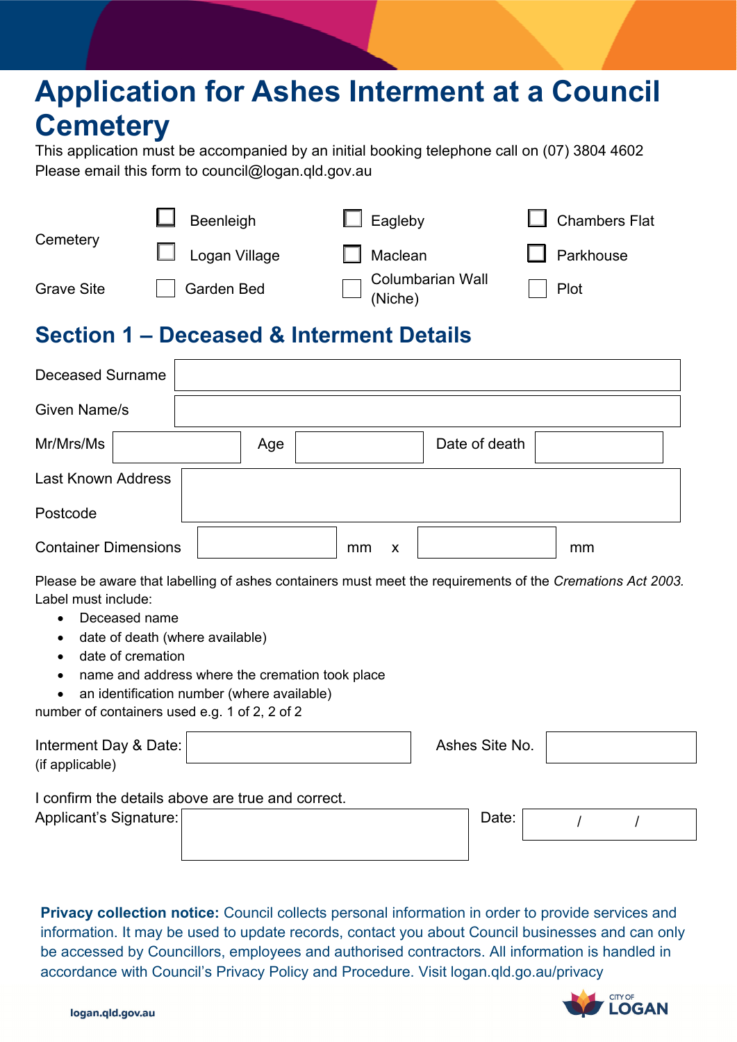# Application for Ashes Interment at a Council Cemetery

This application must be accompanied by an initial booking telephone call on (07) 3804 4602
Please email this form to council@logan.qld.gov.au

| | | | |
|---|---|---|---|
| Cemetery | ☐ Beenleigh | ☐ Eagleby | ☐ Chambers Flat |
| | ☐ Logan Village | ☐ Maclean | ☐ Parkhouse |
| Grave Site | ☐ Garden Bed | ☐ Columbarian Wall (Niche) | ☐ Plot |

## Section 1 – Deceased & Interment Details

| | |
|---|---|
| Deceased Surname | |
| Given Name/s | |

| | | | | | |
|---|---|---|---|---|---|
| Mr/Mrs/Ms | | Age | | Date of death | |

| | |
|---|---|
| Last Known Address | |
| Postcode | |

Container Dimensions ______ mm x ______ mm

Please be aware that labelling of ashes containers must meet the requirements of the *Cremations Act 2003.*
Label must include:

- Deceased name
- date of death (where available)
- date of cremation
- name and address where the cremation took place
- an identification number (where available)

number of containers used e.g. 1 of 2, 2 of 2

| | | | |
|---|---|---|---|
| Interment Day & Date: (if applicable) | | Ashes Site No. | |

I confirm the details above are true and correct.

| | | | |
|---|---|---|---|
| Applicant's Signature: | | Date: | / / |

**Privacy collection notice:** Council collects personal information in order to provide services and information. It may be used to update records, contact you about Council businesses and can only be accessed by Councillors, employees and authorised contractors. All information is handled in accordance with Council's Privacy Policy and Procedure. Visit logan.qld.go.au/privacy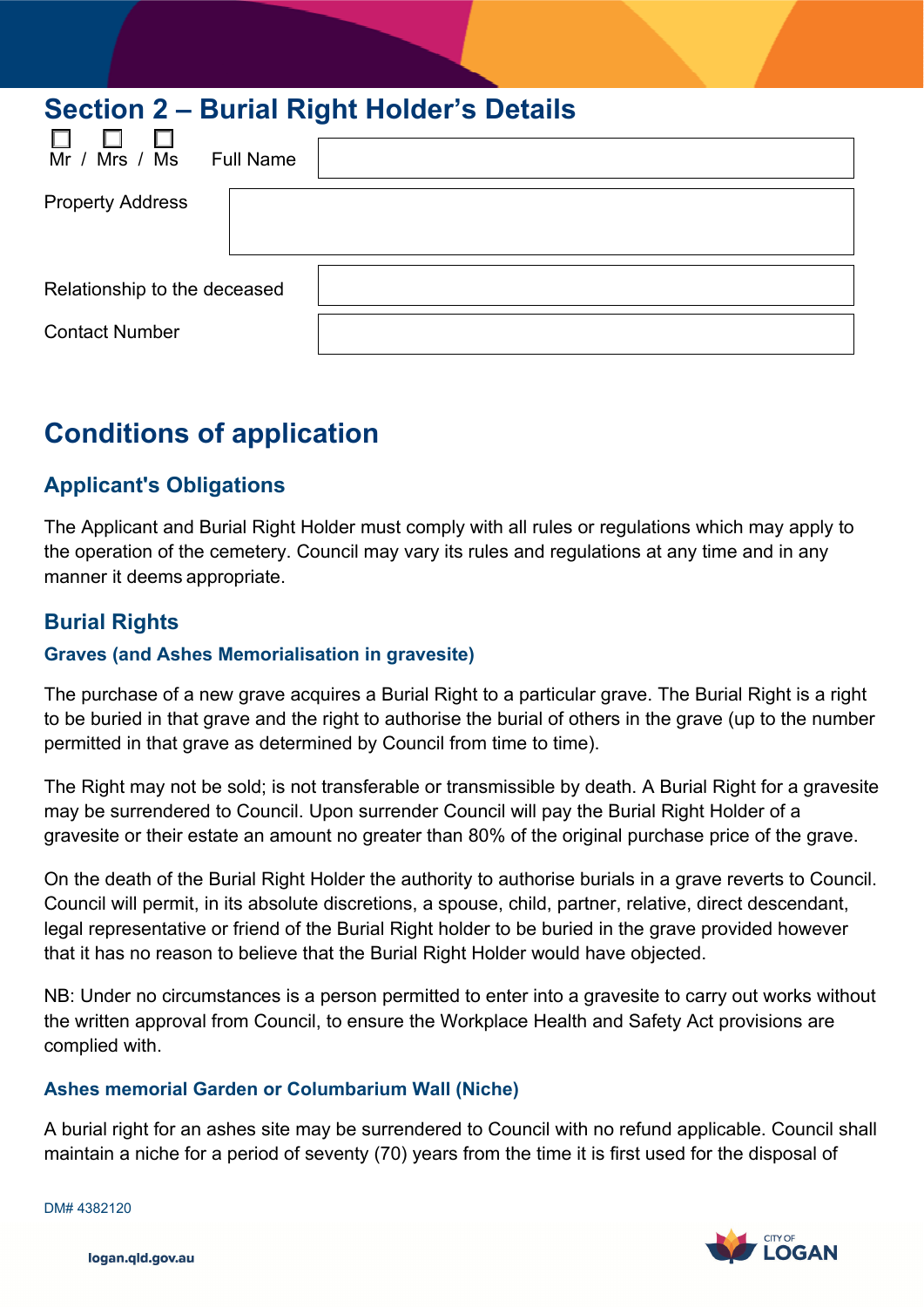## Section 2 – Burial Right Holder's Details

| | |
|---|---|
| ☐ Mr / ☐ Mrs / ☐ Ms Full Name | |
| Property Address | |
| Relationship to the deceased | |
| Contact Number | |

# Conditions of application

## Applicant's Obligations

The Applicant and Burial Right Holder must comply with all rules or regulations which may apply to the operation of the cemetery. Council may vary its rules and regulations at any time and in any manner it deems appropriate.

## Burial Rights

### Graves (and Ashes Memorialisation in gravesite)

The purchase of a new grave acquires a Burial Right to a particular grave. The Burial Right is a right to be buried in that grave and the right to authorise the burial of others in the grave (up to the number permitted in that grave as determined by Council from time to time).

The Right may not be sold; is not transferable or transmissible by death. A Burial Right for a gravesite may be surrendered to Council. Upon surrender Council will pay the Burial Right Holder of a gravesite or their estate an amount no greater than 80% of the original purchase price of the grave.

On the death of the Burial Right Holder the authority to authorise burials in a grave reverts to Council. Council will permit, in its absolute discretions, a spouse, child, partner, relative, direct descendant, legal representative or friend of the Burial Right holder to be buried in the grave provided however that it has no reason to believe that the Burial Right Holder would have objected.

NB: Under no circumstances is a person permitted to enter into a gravesite to carry out works without the written approval from Council, to ensure the Workplace Health and Safety Act provisions are complied with.

### Ashes memorial Garden or Columbarium Wall (Niche)

A burial right for an ashes site may be surrendered to Council with no refund applicable. Council shall maintain a niche for a period of seventy (70) years from the time it is first used for the disposal of

DM# 4382120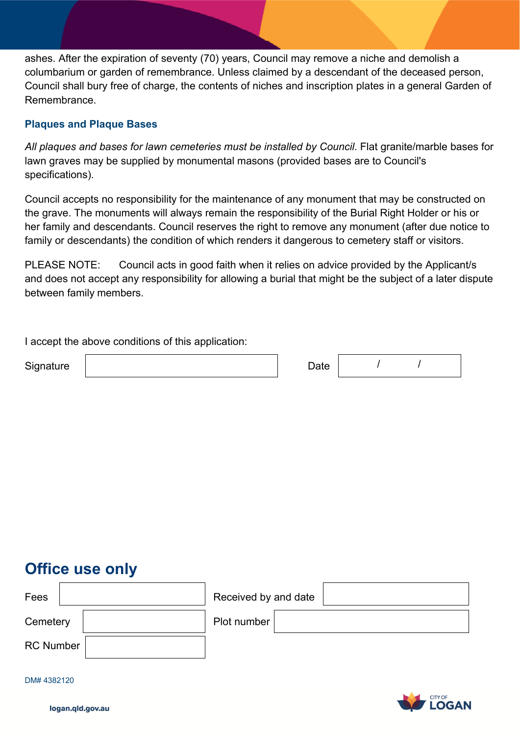ashes. After the expiration of seventy (70) years, Council may remove a niche and demolish a columbarium or garden of remembrance. Unless claimed by a descendant of the deceased person, Council shall bury free of charge, the contents of niches and inscription plates in a general Garden of Remembrance.

### Plaques and Plaque Bases

*All plaques and bases for lawn cemeteries must be installed by Council*. Flat granite/marble bases for lawn graves may be supplied by monumental masons (provided bases are to Council's specifications).

Council accepts no responsibility for the maintenance of any monument that may be constructed on the grave. The monuments will always remain the responsibility of the Burial Right Holder or his or her family and descendants. Council reserves the right to remove any monument (after due notice to family or descendants) the condition of which renders it dangerous to cemetery staff or visitors.

PLEASE NOTE: Council acts in good faith when it relies on advice provided by the Applicant/s and does not accept any responsibility for allowing a burial that might be the subject of a later dispute between family members.

I accept the above conditions of this application:

| | | | |
|---|---|---|---|
| Signature | | Date | / / |

## Office use only

| | | | |
|---|---|---|---|
| Fees | | Received by and date | |
| Cemetery | | Plot number | |
| RC Number | | | |

DM# 4382120

logan.qld.gov.au

CITY OF LOGAN